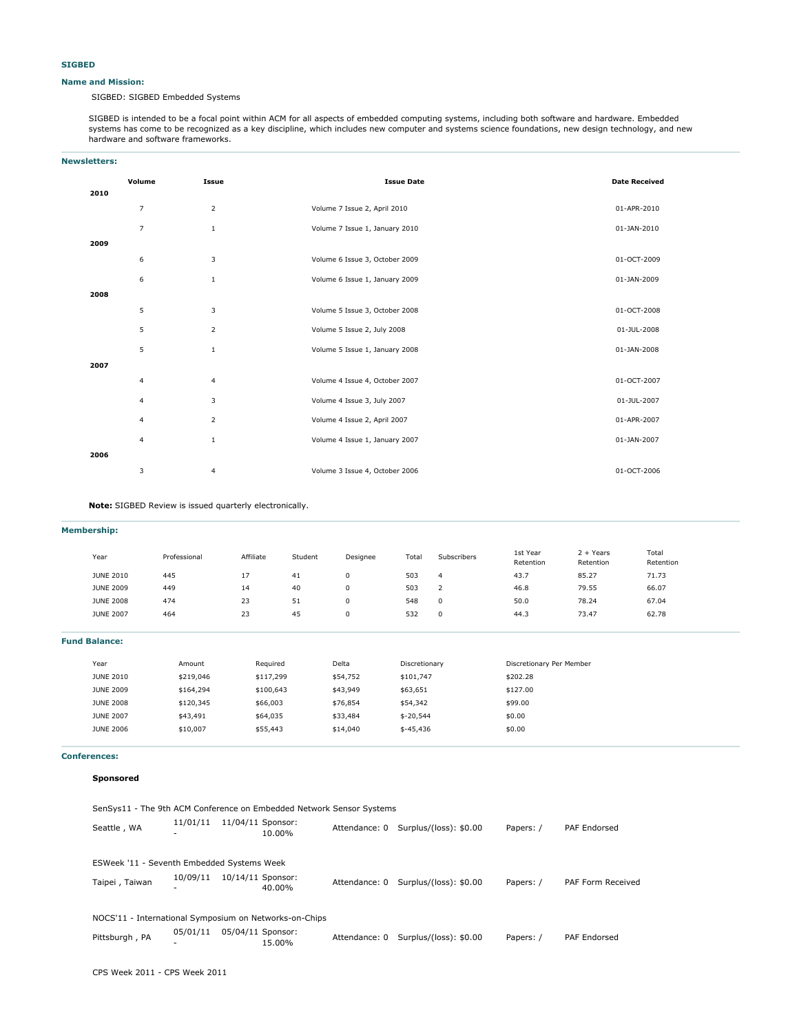## SIGBED

### Name and Mission:

SIGBED: SIGBED Embedded Systems

SIGBED is intended to be a focal point within ACM for all aspects of embedded computing systems, including both software and hardware. Embedded systems has come to be recognized as a key discipline, which includes new computer and systems science foundations, new design technology, and new hardware and software frameworks.

### Newsletters:

| | Volume | Issue | Issue Date | Date Received |
|---|---|---|---|---|
| **2010** | | | | |
| | 7 | 2 | Volume 7 Issue 2, April 2010 | 01-APR-2010 |
| | 7 | 1 | Volume 7 Issue 1, January 2010 | 01-JAN-2010 |
| **2009** | | | | |
| | 6 | 3 | Volume 6 Issue 3, October 2009 | 01-OCT-2009 |
| | 6 | 1 | Volume 6 Issue 1, January 2009 | 01-JAN-2009 |
| **2008** | | | | |
| | 5 | 3 | Volume 5 Issue 3, October 2008 | 01-OCT-2008 |
| | 5 | 2 | Volume 5 Issue 2, July 2008 | 01-JUL-2008 |
| | 5 | 1 | Volume 5 Issue 1, January 2008 | 01-JAN-2008 |
| **2007** | | | | |
| | 4 | 4 | Volume 4 Issue 4, October 2007 | 01-OCT-2007 |
| | 4 | 3 | Volume 4 Issue 3, July 2007 | 01-JUL-2007 |
| | 4 | 2 | Volume 4 Issue 2, April 2007 | 01-APR-2007 |
| | 4 | 1 | Volume 4 Issue 1, January 2007 | 01-JAN-2007 |
| **2006** | | | | |
| | 3 | 4 | Volume 3 Issue 4, October 2006 | 01-OCT-2006 |

**Note:** SIGBED Review is issued quarterly electronically.

### Membership:

| Year | Professional | Affiliate | Student | Designee | Total | Subscribers | 1st Year Retention | 2 + Years Retention | Total Retention |
|---|---|---|---|---|---|---|---|---|---|
| JUNE 2010 | 445 | 17 | 41 | 0 | 503 | 4 | 43.7 | 85.27 | 71.73 |
| JUNE 2009 | 449 | 14 | 40 | 0 | 503 | 2 | 46.8 | 79.55 | 66.07 |
| JUNE 2008 | 474 | 23 | 51 | 0 | 548 | 0 | 50.0 | 78.24 | 67.04 |
| JUNE 2007 | 464 | 23 | 45 | 0 | 532 | 0 | 44.3 | 73.47 | 62.78 |

### Fund Balance:

| Year | Amount | Required | Delta | Discretionary | Discretionary Per Member |
|---|---|---|---|---|---|
| JUNE 2010 | $219,046 | $117,299 | $54,752 | $101,747 | $202.28 |
| JUNE 2009 | $164,294 | $100,643 | $43,949 | $63,651 | $127.00 |
| JUNE 2008 | $120,345 | $66,003 | $76,854 | $54,342 | $99.00 |
| JUNE 2007 | $43,491 | $64,035 | $33,484 | $-20,544 | $0.00 |
| JUNE 2006 | $10,007 | $55,443 | $14,040 | $-45,436 | $0.00 |

### Conferences:

**Sponsored**

SenSys11 - The 9th ACM Conference on Embedded Network Sensor Systems

| Seattle , WA | 11/01/11 - | 11/04/11 | Sponsor: 10.00% | Attendance: 0 | Surplus/(loss): $0.00 | Papers: / | PAF Endorsed |
|---|---|---|---|---|---|---|---|

ESWeek '11 - Seventh Embedded Systems Week

| Taipei , Taiwan | 10/09/11 - | 10/14/11 | Sponsor: 40.00% | Attendance: 0 | Surplus/(loss): $0.00 | Papers: / | PAF Form Received |
|---|---|---|---|---|---|---|---|

NOCS'11 - International Symposium on Networks-on-Chips

| Pittsburgh , PA | 05/01/11 - | 05/04/11 | Sponsor: 15.00% | Attendance: 0 | Surplus/(loss): $0.00 | Papers: / | PAF Endorsed |
|---|---|---|---|---|---|---|---|

CPS Week 2011 - CPS Week 2011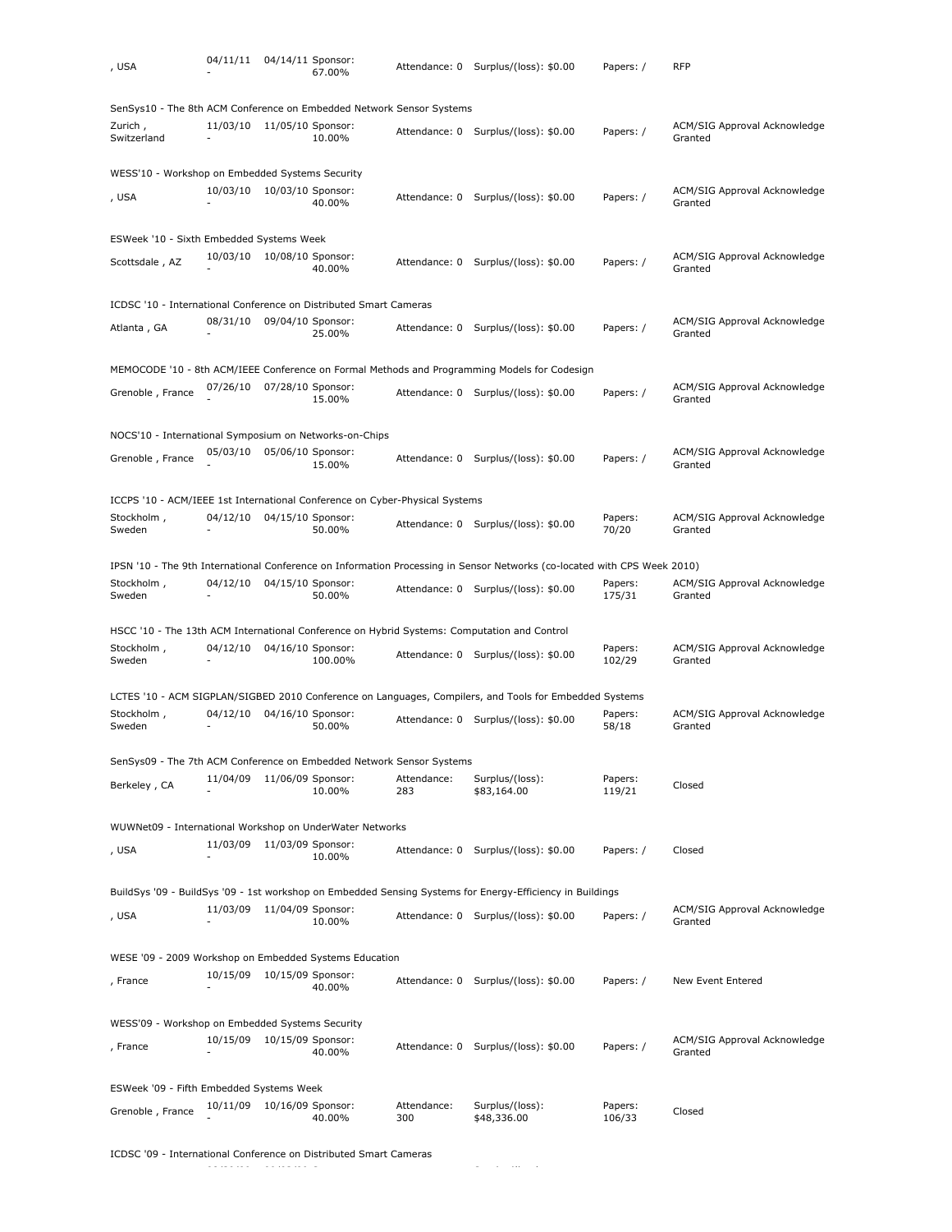| , USA | 04/11/11 - | 04/14/11 | Sponsor: 67.00% | Attendance: 0 | Surplus/(loss): $0.00 | Papers: / | RFP |
|---|---|---|---|---|---|---|---|

SenSys10 - The 8th ACM Conference on Embedded Network Sensor Systems

| Zurich , Switzerland | 11/03/10 - | 11/05/10 | Sponsor: 10.00% | Attendance: 0 | Surplus/(loss): $0.00 | Papers: / | ACM/SIG Approval Acknowledge Granted |
|---|---|---|---|---|---|---|---|

WESS'10 - Workshop on Embedded Systems Security

| , USA | 10/03/10 - | 10/03/10 | Sponsor: 40.00% | Attendance: 0 | Surplus/(loss): $0.00 | Papers: / | ACM/SIG Approval Acknowledge Granted |
|---|---|---|---|---|---|---|---|

ESWeek '10 - Sixth Embedded Systems Week

| Scottsdale , AZ | 10/03/10 - | 10/08/10 | Sponsor: 40.00% | Attendance: 0 | Surplus/(loss): $0.00 | Papers: / | ACM/SIG Approval Acknowledge Granted |
|---|---|---|---|---|---|---|---|

ICDSC '10 - International Conference on Distributed Smart Cameras

| Atlanta , GA | 08/31/10 - | 09/04/10 | Sponsor: 25.00% | Attendance: 0 | Surplus/(loss): $0.00 | Papers: / | ACM/SIG Approval Acknowledge Granted |
|---|---|---|---|---|---|---|---|

MEMOCODE '10 - 8th ACM/IEEE Conference on Formal Methods and Programming Models for Codesign

| Grenoble , France | 07/26/10 - | 07/28/10 | Sponsor: 15.00% | Attendance: 0 | Surplus/(loss): $0.00 | Papers: / | ACM/SIG Approval Acknowledge Granted |
|---|---|---|---|---|---|---|---|

NOCS'10 - International Symposium on Networks-on-Chips

| Grenoble , France | 05/03/10 - | 05/06/10 | Sponsor: 15.00% | Attendance: 0 | Surplus/(loss): $0.00 | Papers: / | ACM/SIG Approval Acknowledge Granted |
|---|---|---|---|---|---|---|---|

ICCPS '10 - ACM/IEEE 1st International Conference on Cyber-Physical Systems

| Stockholm , Sweden | 04/12/10 - | 04/15/10 | Sponsor: 50.00% | Attendance: 0 | Surplus/(loss): $0.00 | Papers: 70/20 | ACM/SIG Approval Acknowledge Granted |
|---|---|---|---|---|---|---|---|

IPSN '10 - The 9th International Conference on Information Processing in Sensor Networks (co-located with CPS Week 2010)

| Stockholm , Sweden | 04/12/10 - | 04/15/10 | Sponsor: 50.00% | Attendance: 0 | Surplus/(loss): $0.00 | Papers: 175/31 | ACM/SIG Approval Acknowledge Granted |
|---|---|---|---|---|---|---|---|

HSCC '10 - The 13th ACM International Conference on Hybrid Systems: Computation and Control

| Stockholm , Sweden | 04/12/10 - | 04/16/10 | Sponsor: 100.00% | Attendance: 0 | Surplus/(loss): $0.00 | Papers: 102/29 | ACM/SIG Approval Acknowledge Granted |
|---|---|---|---|---|---|---|---|

LCTES '10 - ACM SIGPLAN/SIGBED 2010 Conference on Languages, Compilers, and Tools for Embedded Systems

| Stockholm , Sweden | 04/12/10 - | 04/16/10 | Sponsor: 50.00% | Attendance: 0 | Surplus/(loss): $0.00 | Papers: 58/18 | ACM/SIG Approval Acknowledge Granted |
|---|---|---|---|---|---|---|---|

SenSys09 - The 7th ACM Conference on Embedded Network Sensor Systems

| Berkeley , CA | 11/04/09 - | 11/06/09 | Sponsor: 10.00% | Attendance: 283 | Surplus/(loss): $83,164.00 | Papers: 119/21 | Closed |
|---|---|---|---|---|---|---|---|

WUWNet09 - International Workshop on UnderWater Networks

| , USA | 11/03/09 - | 11/03/09 | Sponsor: 10.00% | Attendance: 0 | Surplus/(loss): $0.00 | Papers: / | Closed |
|---|---|---|---|---|---|---|---|

BuildSys '09 - BuildSys '09 - 1st workshop on Embedded Sensing Systems for Energy-Efficiency in Buildings

| , USA | 11/03/09 - | 11/04/09 | Sponsor: 10.00% | Attendance: 0 | Surplus/(loss): $0.00 | Papers: / | ACM/SIG Approval Acknowledge Granted |
|---|---|---|---|---|---|---|---|

WESE '09 - 2009 Workshop on Embedded Systems Education

| , France | 10/15/09 - | 10/15/09 | Sponsor: 40.00% | Attendance: 0 | Surplus/(loss): $0.00 | Papers: / | New Event Entered |
|---|---|---|---|---|---|---|---|

WESS'09 - Workshop on Embedded Systems Security

| , France | 10/15/09 - | 10/15/09 | Sponsor: 40.00% | Attendance: 0 | Surplus/(loss): $0.00 | Papers: / | ACM/SIG Approval Acknowledge Granted |
|---|---|---|---|---|---|---|---|

ESWeek '09 - Fifth Embedded Systems Week

| Grenoble , France | 10/11/09 - | 10/16/09 | Sponsor: 40.00% | Attendance: 300 | Surplus/(loss): $48,336.00 | Papers: 106/33 | Closed |
|---|---|---|---|---|---|---|---|

ICDSC '09 - International Conference on Distributed Smart Cameras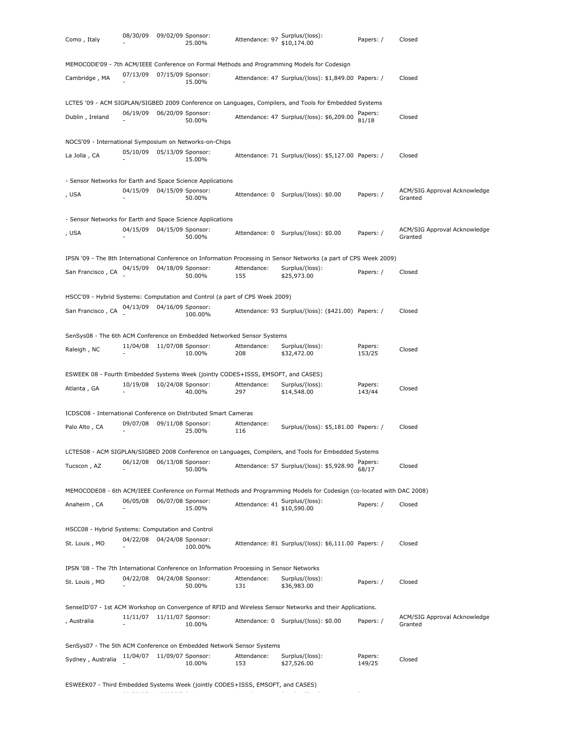Como , Italy | 08/30/09 - 09/02/09 | Sponsor: 25.00% | Attendance: 97 | Surplus/(loss): $10,174.00 | Papers: / | Closed

MEMOCODE'09 - 7th ACM/IEEE Conference on Formal Methods and Programming Models for Codesign

Cambridge , MA | 07/13/09 - 07/15/09 | Sponsor: 15.00% | Attendance: 47 | Surplus/(loss): $1,849.00 | Papers: / | Closed

LCTES '09 - ACM SIGPLAN/SIGBED 2009 Conference on Languages, Compilers, and Tools for Embedded Systems

Dublin , Ireland | 06/19/09 - 06/20/09 | Sponsor: 50.00% | Attendance: 47 | Surplus/(loss): $6,209.00 | Papers: 81/18 | Closed

NOCS'09 - International Symposium on Networks-on-Chips

La Jolla , CA | 05/10/09 - 05/13/09 | Sponsor: 15.00% | Attendance: 71 | Surplus/(loss): $5,127.00 | Papers: / | Closed

- Sensor Networks for Earth and Space Science Applications

, USA | 04/15/09 - 04/15/09 | Sponsor: 50.00% | Attendance: 0 | Surplus/(loss): $0.00 | Papers: / | ACM/SIG Approval Acknowledge Granted

- Sensor Networks for Earth and Space Science Applications

, USA | 04/15/09 - 04/15/09 | Sponsor: 50.00% | Attendance: 0 | Surplus/(loss): $0.00 | Papers: / | ACM/SIG Approval Acknowledge Granted

IPSN '09 - The 8th International Conference on Information Processing in Sensor Networks (a part of CPS Week 2009)

San Francisco , CA | 04/15/09 - 04/18/09 | Sponsor: 50.00% | Attendance: 155 | Surplus/(loss): $25,973.00 | Papers: / | Closed

HSCC'09 - Hybrid Systems: Computation and Control (a part of CPS Week 2009)

San Francisco , CA | 04/13/09 - 04/16/09 | Sponsor: 100.00% | Attendance: 93 | Surplus/(loss): ($421.00) | Papers: / | Closed

SenSys08 - The 6th ACM Conference on Embedded Networked Sensor Systems

Raleigh , NC | 11/04/08 - 11/07/08 | Sponsor: 10.00% | Attendance: 208 | Surplus/(loss): $32,472.00 | Papers: 153/25 | Closed

ESWEEK 08 - Fourth Embedded Systems Week (jointly CODES+ISSS, EMSOFT, and CASES)

Atlanta , GA | 10/19/08 - 10/24/08 | Sponsor: 40.00% | Attendance: 297 | Surplus/(loss): $14,548.00 | Papers: 143/44 | Closed

ICDSC08 - International Conference on Distributed Smart Cameras

Palo Alto , CA | 09/07/08 - 09/11/08 | Sponsor: 25.00% | Attendance: 116 | Surplus/(loss): $5,181.00 | Papers: / | Closed

LCTES08 - ACM SIGPLAN/SIGBED 2008 Conference on Languages, Compilers, and Tools for Embedded Systems

Tucscon , AZ | 06/12/08 - 06/13/08 | Sponsor: 50.00% | Attendance: 57 | Surplus/(loss): $5,928.90 | Papers: 68/17 | Closed

MEMOCODE08 - 6th ACM/IEEE Conference on Formal Methods and Programming Models for Codesign (co-located with DAC 2008)

Anaheim , CA | 06/05/08 - 06/07/08 | Sponsor: 15.00% | Attendance: 41 | Surplus/(loss): $10,590.00 | Papers: / | Closed

HSCC08 - Hybrid Systems: Computation and Control

St. Louis , MO | 04/22/08 - 04/24/08 | Sponsor: 100.00% | Attendance: 81 | Surplus/(loss): $6,111.00 | Papers: / | Closed

IPSN '08 - The 7th International Conference on Information Processing in Sensor Networks

St. Louis , MO | 04/22/08 - 04/24/08 | Sponsor: 50.00% | Attendance: 131 | Surplus/(loss): $36,983.00 | Papers: / | Closed

SenseID'07 - 1st ACM Workshop on Convergence of RFID and Wireless Sensor Networks and their Applications.

, Australia | 11/11/07 - 11/11/07 | Sponsor: 10.00% | Attendance: 0 | Surplus/(loss): $0.00 | Papers: / | ACM/SIG Approval Acknowledge Granted

SenSys07 - The 5th ACM Conference on Embedded Network Sensor Systems

Sydney , Australia | 11/04/07 - 11/09/07 | Sponsor: 10.00% | Attendance: 153 | Surplus/(loss): $27,526.00 | Papers: 149/25 | Closed

ESWEEK07 - Third Embedded Systems Week (jointly CODES+ISSS, EMSOFT, and CASES)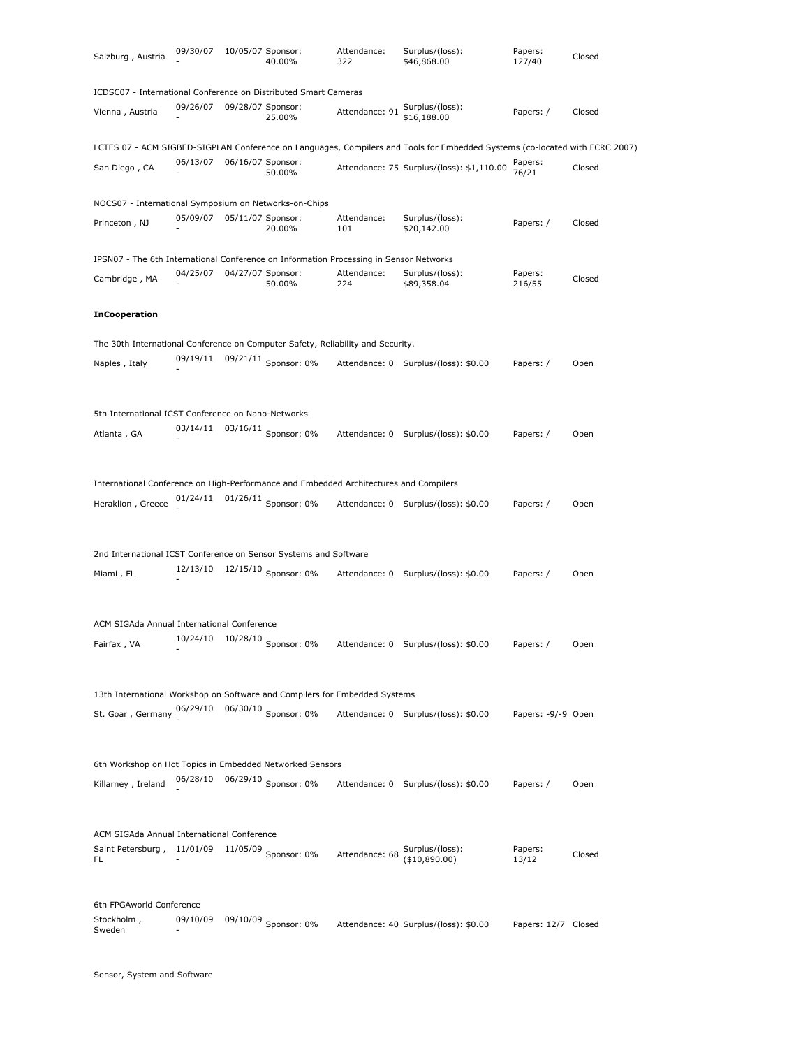Salzburg , Austria 09/30/07 - 10/05/07 Sponsor: 40.00% Attendance: 322 Surplus/(loss): $46,868.00 Papers: 127/40 Closed

ICDSC07 - International Conference on Distributed Smart Cameras

Vienna , Austria 09/26/07 - 09/28/07 Sponsor: 25.00% Attendance: 91 Surplus/(loss): $16,188.00 Papers: / Closed

LCTES 07 - ACM SIGBED-SIGPLAN Conference on Languages, Compilers and Tools for Embedded Systems (co-located with FCRC 2007)

San Diego , CA 06/13/07 - 06/16/07 Sponsor: 50.00% Attendance: 75 Surplus/(loss): $1,110.00 Papers: 76/21 Closed

NOCS07 - International Symposium on Networks-on-Chips

Princeton , NJ 05/09/07 - 05/11/07 Sponsor: 20.00% Attendance: 101 Surplus/(loss): $20,142.00 Papers: / Closed

IPSN07 - The 6th International Conference on Information Processing in Sensor Networks

Cambridge , MA 04/25/07 - 04/27/07 Sponsor: 50.00% Attendance: 224 Surplus/(loss): $89,358.04 Papers: 216/55 Closed

**InCooperation**

The 30th International Conference on Computer Safety, Reliability and Security.

Naples , Italy 09/19/11 - 09/21/11 Sponsor: 0% Attendance: 0 Surplus/(loss): $0.00 Papers: / Open

5th International ICST Conference on Nano-Networks

Atlanta , GA 03/14/11 - 03/16/11 Sponsor: 0% Attendance: 0 Surplus/(loss): $0.00 Papers: / Open

International Conference on High-Performance and Embedded Architectures and Compilers

Heraklion , Greece 01/24/11 - 01/26/11 Sponsor: 0% Attendance: 0 Surplus/(loss): $0.00 Papers: / Open

2nd International ICST Conference on Sensor Systems and Software

Miami , FL 12/13/10 - 12/15/10 Sponsor: 0% Attendance: 0 Surplus/(loss): $0.00 Papers: / Open

ACM SIGAda Annual International Conference

Fairfax , VA 10/24/10 - 10/28/10 Sponsor: 0% Attendance: 0 Surplus/(loss): $0.00 Papers: / Open

13th International Workshop on Software and Compilers for Embedded Systems

St. Goar , Germany 06/29/10 - 06/30/10 Sponsor: 0% Attendance: 0 Surplus/(loss): $0.00 Papers: -9/-9 Open

6th Workshop on Hot Topics in Embedded Networked Sensors

Killarney , Ireland 06/28/10 - 06/29/10 Sponsor: 0% Attendance: 0 Surplus/(loss): $0.00 Papers: / Open

ACM SIGAda Annual International Conference

Saint Petersburg , FL 11/01/09 - 11/05/09 Sponsor: 0% Attendance: 68 Surplus/(loss): ($10,890.00) Papers: 13/12 Closed

6th FPGAworld Conference

Stockholm , Sweden 09/10/09 - 09/10/09 Sponsor: 0% Attendance: 40 Surplus/(loss): $0.00 Papers: 12/7 Closed

Sensor, System and Software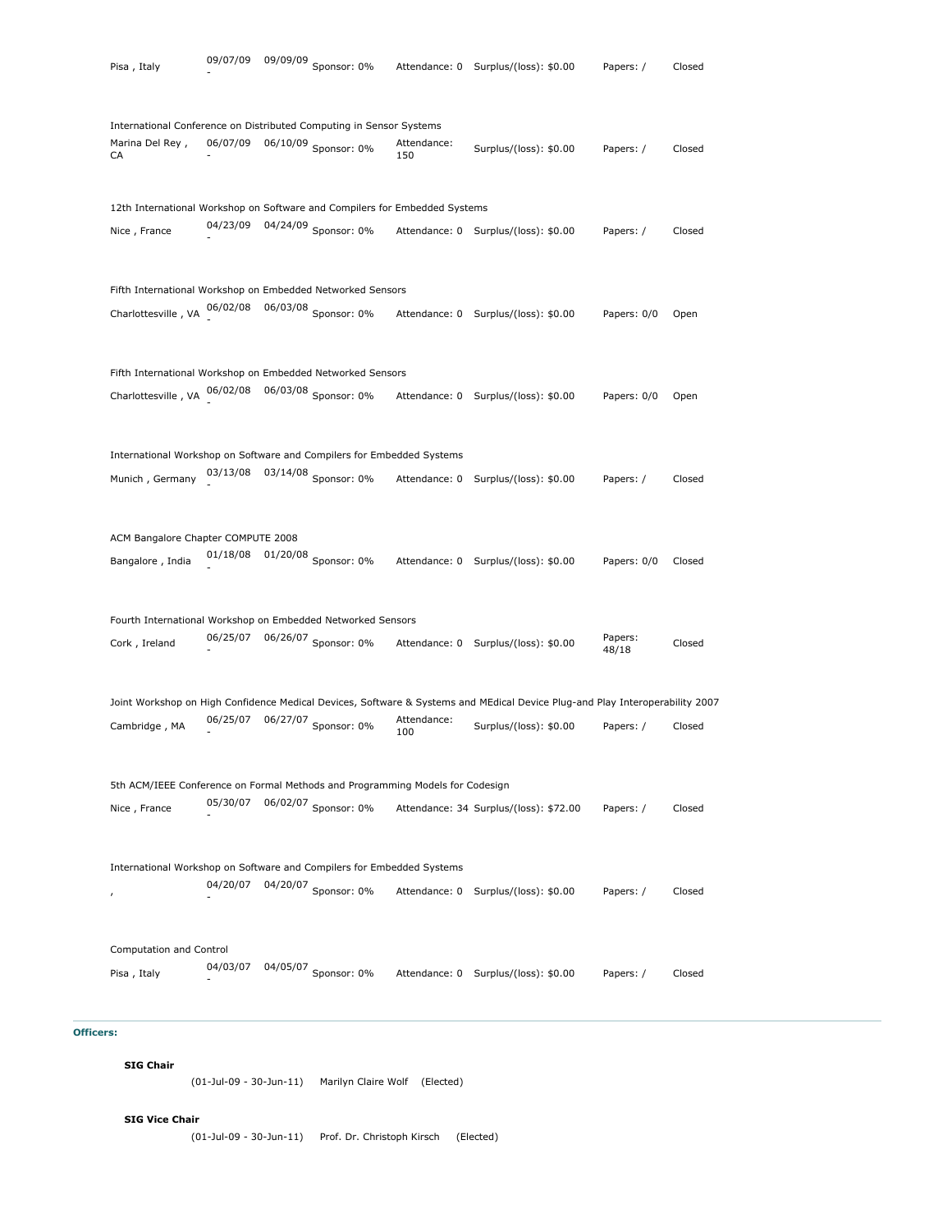| | | | | | | | |
|---|---|---|---|---|---|---|---|
| Pisa , Italy | 09/07/09 - | 09/09/09 | Sponsor: 0% | Attendance: 0 | Surplus/(loss): $0.00 | Papers: / | Closed |

International Conference on Distributed Computing in Sensor Systems

| | | | | | | | |
|---|---|---|---|---|---|---|---|
| Marina Del Rey , CA | 06/07/09 - | 06/10/09 | Sponsor: 0% | Attendance: 150 | Surplus/(loss): $0.00 | Papers: / | Closed |

12th International Workshop on Software and Compilers for Embedded Systems

| | | | | | | | |
|---|---|---|---|---|---|---|---|
| Nice , France | 04/23/09 - | 04/24/09 | Sponsor: 0% | Attendance: 0 | Surplus/(loss): $0.00 | Papers: / | Closed |

Fifth International Workshop on Embedded Networked Sensors

| | | | | | | | |
|---|---|---|---|---|---|---|---|
| Charlottesville , VA | 06/02/08 - | 06/03/08 | Sponsor: 0% | Attendance: 0 | Surplus/(loss): $0.00 | Papers: 0/0 | Open |

Fifth International Workshop on Embedded Networked Sensors

| | | | | | | | |
|---|---|---|---|---|---|---|---|
| Charlottesville , VA | 06/02/08 - | 06/03/08 | Sponsor: 0% | Attendance: 0 | Surplus/(loss): $0.00 | Papers: 0/0 | Open |

International Workshop on Software and Compilers for Embedded Systems

| | | | | | | | |
|---|---|---|---|---|---|---|---|
| Munich , Germany | 03/13/08 - | 03/14/08 | Sponsor: 0% | Attendance: 0 | Surplus/(loss): $0.00 | Papers: / | Closed |

ACM Bangalore Chapter COMPUTE 2008

| | | | | | | | |
|---|---|---|---|---|---|---|---|
| Bangalore , India | 01/18/08 - | 01/20/08 | Sponsor: 0% | Attendance: 0 | Surplus/(loss): $0.00 | Papers: 0/0 | Closed |

Fourth International Workshop on Embedded Networked Sensors

| | | | | | | | |
|---|---|---|---|---|---|---|---|
| Cork , Ireland | 06/25/07 - | 06/26/07 | Sponsor: 0% | Attendance: 0 | Surplus/(loss): $0.00 | Papers: 48/18 | Closed |

Joint Workshop on High Confidence Medical Devices, Software & Systems and MEdical Device Plug-and Play Interoperability 2007

| | | | | | | | |
|---|---|---|---|---|---|---|---|
| Cambridge , MA | 06/25/07 - | 06/27/07 | Sponsor: 0% | Attendance: 100 | Surplus/(loss): $0.00 | Papers: / | Closed |

5th ACM/IEEE Conference on Formal Methods and Programming Models for Codesign

| | | | | | | | |
|---|---|---|---|---|---|---|---|
| Nice , France | 05/30/07 - | 06/02/07 | Sponsor: 0% | Attendance: 34 | Surplus/(loss): $72.00 | Papers: / | Closed |

International Workshop on Software and Compilers for Embedded Systems

| | | | | | | | |
|---|---|---|---|---|---|---|---|
| , | 04/20/07 - | 04/20/07 | Sponsor: 0% | Attendance: 0 | Surplus/(loss): $0.00 | Papers: / | Closed |

Computation and Control

| | | | | | | | |
|---|---|---|---|---|---|---|---|
| Pisa , Italy | 04/03/07 - | 04/05/07 | Sponsor: 0% | Attendance: 0 | Surplus/(loss): $0.00 | Papers: / | Closed |

**Officers:**

**SIG Chair**

(01-Jul-09 - 30-Jun-11) Marilyn Claire Wolf (Elected)

**SIG Vice Chair**

(01-Jul-09 - 30-Jun-11) Prof. Dr. Christoph Kirsch (Elected)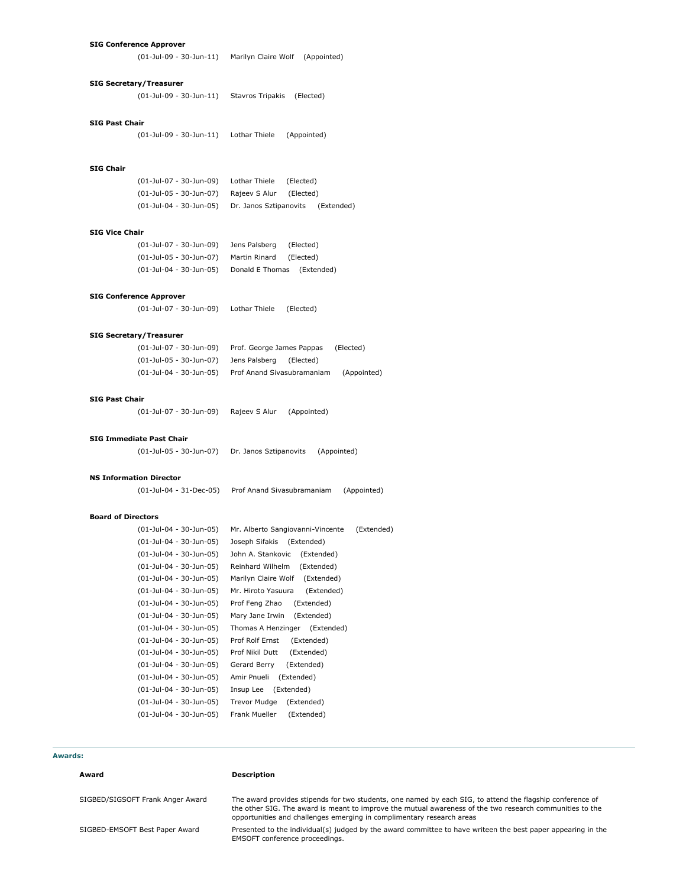**SIG Conference Approver**

(01-Jul-09 - 30-Jun-11) Marilyn Claire Wolf (Appointed)

**SIG Secretary/Treasurer**

(01-Jul-09 - 30-Jun-11) Stavros Tripakis (Elected)

**SIG Past Chair**

(01-Jul-09 - 30-Jun-11) Lothar Thiele (Appointed)

**SIG Chair**

(01-Jul-07 - 30-Jun-09) Lothar Thiele (Elected)
(01-Jul-05 - 30-Jun-07) Rajeev S Alur (Elected)
(01-Jul-04 - 30-Jun-05) Dr. Janos Sztipanovits (Extended)

**SIG Vice Chair**

(01-Jul-07 - 30-Jun-09) Jens Palsberg (Elected)
(01-Jul-05 - 30-Jun-07) Martin Rinard (Elected)
(01-Jul-04 - 30-Jun-05) Donald E Thomas (Extended)

**SIG Conference Approver**

(01-Jul-07 - 30-Jun-09) Lothar Thiele (Elected)

**SIG Secretary/Treasurer**

(01-Jul-07 - 30-Jun-09) Prof. George James Pappas (Elected)
(01-Jul-05 - 30-Jun-07) Jens Palsberg (Elected)
(01-Jul-04 - 30-Jun-05) Prof Anand Sivasubramaniam (Appointed)

**SIG Past Chair**

(01-Jul-07 - 30-Jun-09) Rajeev S Alur (Appointed)

**SIG Immediate Past Chair**

(01-Jul-05 - 30-Jun-07) Dr. Janos Sztipanovits (Appointed)

**NS Information Director**

(01-Jul-04 - 31-Dec-05) Prof Anand Sivasubramaniam (Appointed)

**Board of Directors**

(01-Jul-04 - 30-Jun-05) Mr. Alberto Sangiovanni-Vincente (Extended)
(01-Jul-04 - 30-Jun-05) Joseph Sifakis (Extended)
(01-Jul-04 - 30-Jun-05) John A. Stankovic (Extended)
(01-Jul-04 - 30-Jun-05) Reinhard Wilhelm (Extended)
(01-Jul-04 - 30-Jun-05) Marilyn Claire Wolf (Extended)
(01-Jul-04 - 30-Jun-05) Mr. Hiroto Yasuura (Extended)
(01-Jul-04 - 30-Jun-05) Prof Feng Zhao (Extended)
(01-Jul-04 - 30-Jun-05) Mary Jane Irwin (Extended)
(01-Jul-04 - 30-Jun-05) Thomas A Henzinger (Extended)
(01-Jul-04 - 30-Jun-05) Prof Rolf Ernst (Extended)
(01-Jul-04 - 30-Jun-05) Prof Nikil Dutt (Extended)
(01-Jul-04 - 30-Jun-05) Gerard Berry (Extended)
(01-Jul-04 - 30-Jun-05) Amir Pnueli (Extended)
(01-Jul-04 - 30-Jun-05) Insup Lee (Extended)
(01-Jul-04 - 30-Jun-05) Trevor Mudge (Extended)
(01-Jul-04 - 30-Jun-05) Frank Mueller (Extended)

**Awards:**

| Award | Description |
|---|---|
| SIGBED/SIGSOFT Frank Anger Award | The award provides stipends for two students, one named by each SIG, to attend the flagship conference of the other SIG. The award is meant to improve the mutual awareness of the two research communities to the opportunities and challenges emerging in complimentary research areas |
| SIGBED-EMSOFT Best Paper Award | Presented to the individual(s) judged by the award committee to have writeen the best paper appearing in the EMSOFT conference proceedings. |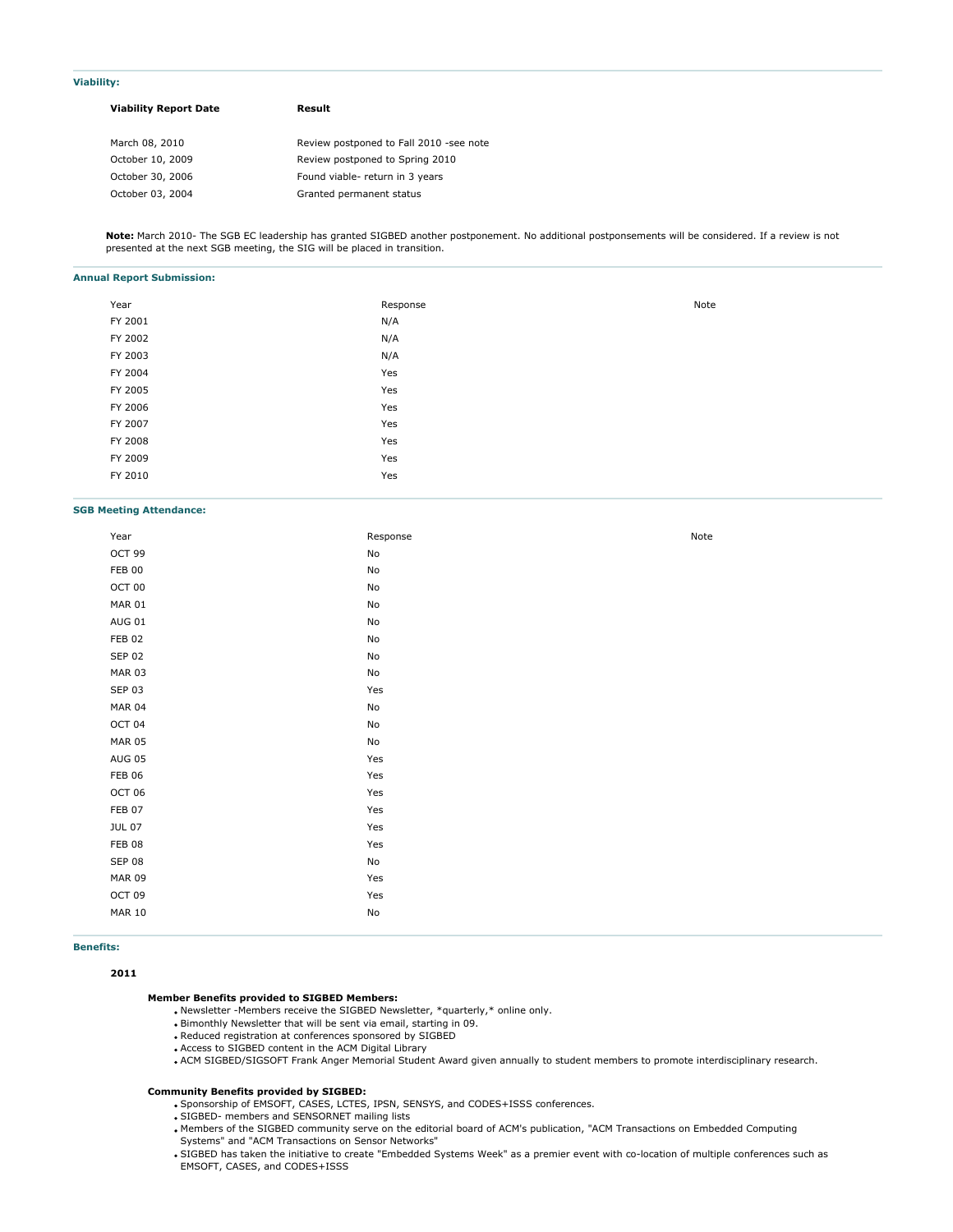### Viability:

| Viability Report Date | Result |
|---|---|
| March 08, 2010 | Review postponed to Fall 2010 -see note |
| October 10, 2009 | Review postponed to Spring 2010 |
| October 30, 2006 | Found viable- return in 3 years |
| October 03, 2004 | Granted permanent status |

**Note:** March 2010- The SGB EC leadership has granted SIGBED another postponement. No additional postponsements will be considered. If a review is not presented at the next SGB meeting, the SIG will be placed in transition.

### Annual Report Submission:

| Year | Response | Note |
|---|---|---|
| FY 2001 | N/A | |
| FY 2002 | N/A | |
| FY 2003 | N/A | |
| FY 2004 | Yes | |
| FY 2005 | Yes | |
| FY 2006 | Yes | |
| FY 2007 | Yes | |
| FY 2008 | Yes | |
| FY 2009 | Yes | |
| FY 2010 | Yes | |

### SGB Meeting Attendance:

| Year | Response | Note |
|---|---|---|
| OCT 99 | No | |
| FEB 00 | No | |
| OCT 00 | No | |
| MAR 01 | No | |
| AUG 01 | No | |
| FEB 02 | No | |
| SEP 02 | No | |
| MAR 03 | No | |
| SEP 03 | Yes | |
| MAR 04 | No | |
| OCT 04 | No | |
| MAR 05 | No | |
| AUG 05 | Yes | |
| FEB 06 | Yes | |
| OCT 06 | Yes | |
| FEB 07 | Yes | |
| JUL 07 | Yes | |
| FEB 08 | Yes | |
| SEP 08 | No | |
| MAR 09 | Yes | |
| OCT 09 | Yes | |
| MAR 10 | No | |

### Benefits:

**2011**

**Member Benefits provided to SIGBED Members:**

- Newsletter -Members receive the SIGBED Newsletter, *quarterly,* online only.
- Bimonthly Newsletter that will be sent via email, starting in 09.
- Reduced registration at conferences sponsored by SIGBED
- Access to SIGBED content in the ACM Digital Library
- ACM SIGBED/SIGSOFT Frank Anger Memorial Student Award given annually to student members to promote interdisciplinary research.

**Community Benefits provided by SIGBED:**

- Sponsorship of EMSOFT, CASES, LCTES, IPSN, SENSYS, and CODES+ISSS conferences.
- SIGBED- members and SENSORNET mailing lists
- Members of the SIGBED community serve on the editorial board of ACM's publication, "ACM Transactions on Embedded Computing Systems" and "ACM Transactions on Sensor Networks"
- SIGBED has taken the initiative to create "Embedded Systems Week" as a premier event with co-location of multiple conferences such as EMSOFT, CASES, and CODES+ISSS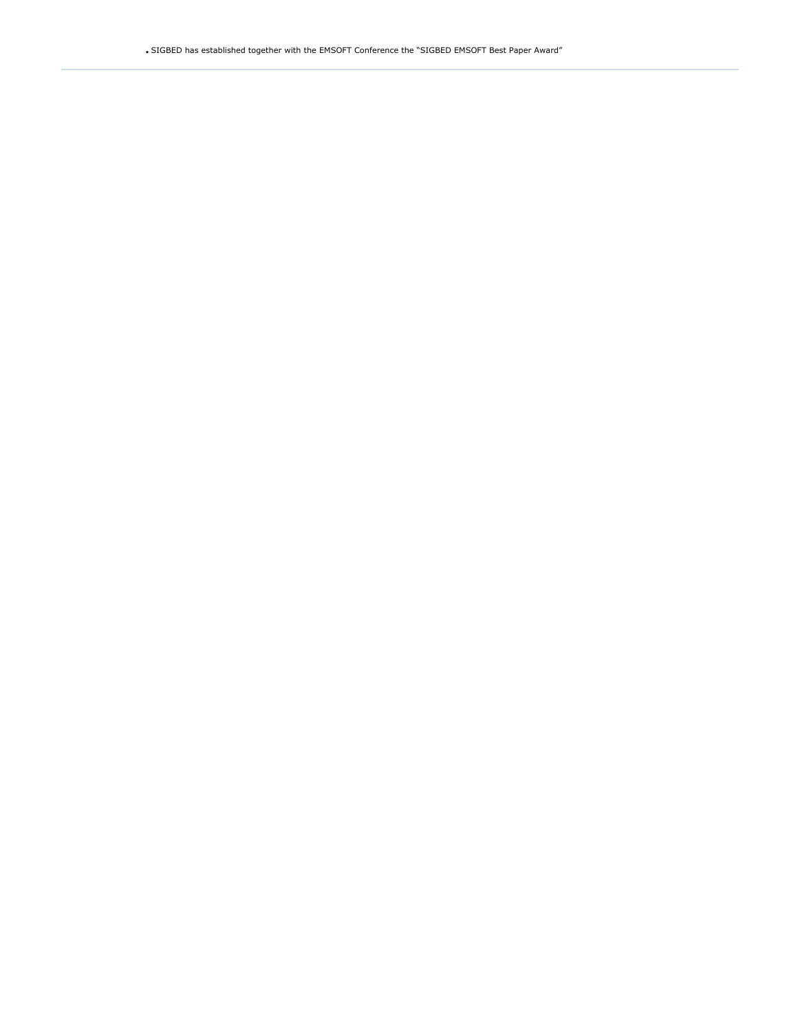- SIGBED has established together with the EMSOFT Conference the “SIGBED EMSOFT Best Paper Award”

---